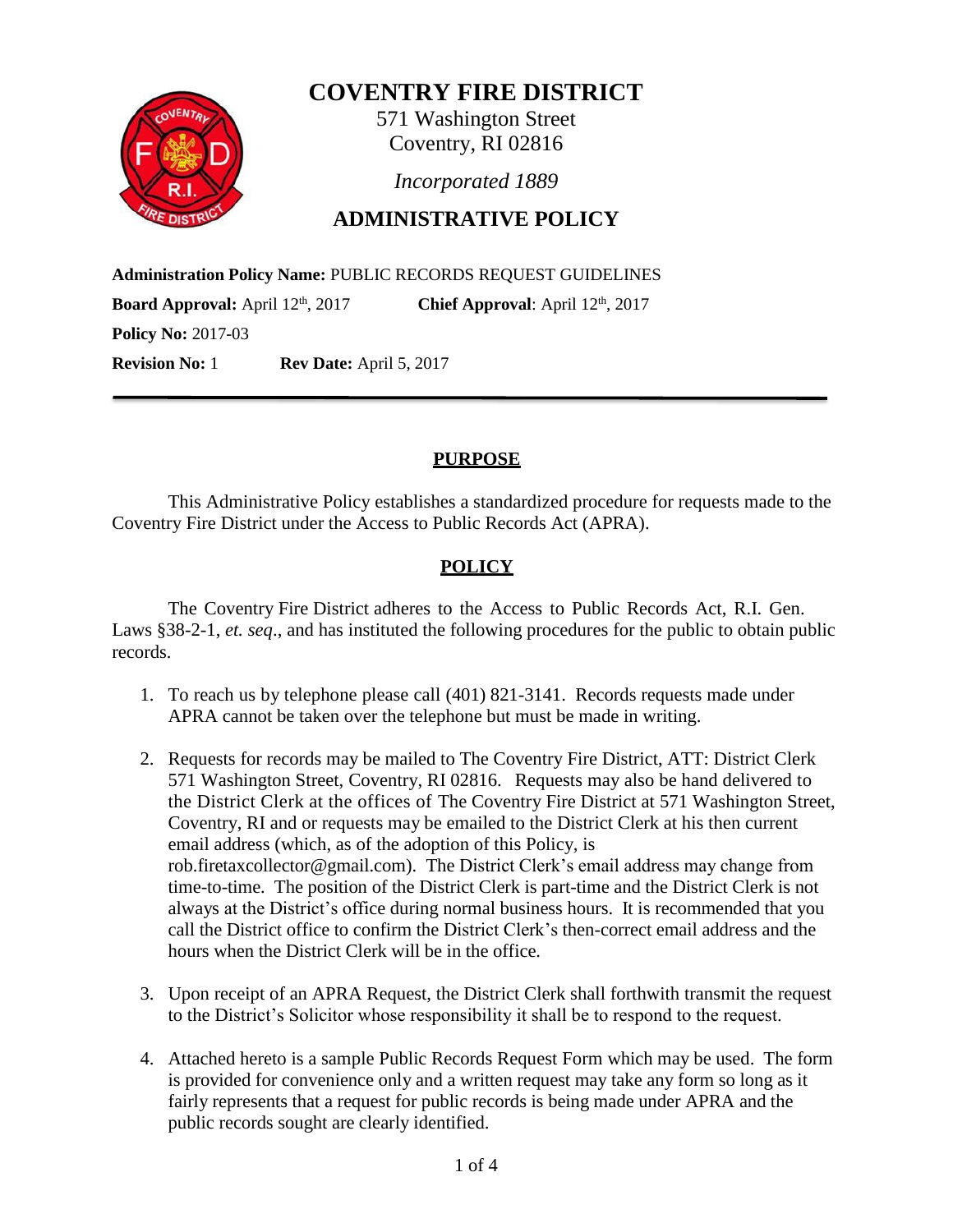# COVENTRY FIRE DISTRICT

571 Washington Street
Coventry, RI 02816

*Incorporated 1889*

## ADMINISTRATIVE POLICY

**Administration Policy Name:** PUBLIC RECORDS REQUEST GUIDELINES

**Board Approval:** April 12th, 2017 **Chief Approval**: April 12th, 2017

**Policy No:** 2017-03

**Revision No:** 1 **Rev Date:** April 5, 2017

---

### PURPOSE

This Administrative Policy establishes a standardized procedure for requests made to the Coventry Fire District under the Access to Public Records Act (APRA).

### POLICY

The Coventry Fire District adheres to the Access to Public Records Act, R.I. Gen. Laws §38-2-1, *et. seq*., and has instituted the following procedures for the public to obtain public records.

1. To reach us by telephone please call (401) 821-3141. Records requests made under APRA cannot be taken over the telephone but must be made in writing.

2. Requests for records may be mailed to The Coventry Fire District, ATT: District Clerk 571 Washington Street, Coventry, RI 02816. Requests may also be hand delivered to the District Clerk at the offices of The Coventry Fire District at 571 Washington Street, Coventry, RI and or requests may be emailed to the District Clerk at his then current email address (which, as of the adoption of this Policy, is rob.firetaxcollector@gmail.com). The District Clerk's email address may change from time-to-time. The position of the District Clerk is part-time and the District Clerk is not always at the District's office during normal business hours. It is recommended that you call the District office to confirm the District Clerk's then-correct email address and the hours when the District Clerk will be in the office.

3. Upon receipt of an APRA Request, the District Clerk shall forthwith transmit the request to the District's Solicitor whose responsibility it shall be to respond to the request.

4. Attached hereto is a sample Public Records Request Form which may be used. The form is provided for convenience only and a written request may take any form so long as it fairly represents that a request for public records is being made under APRA and the public records sought are clearly identified.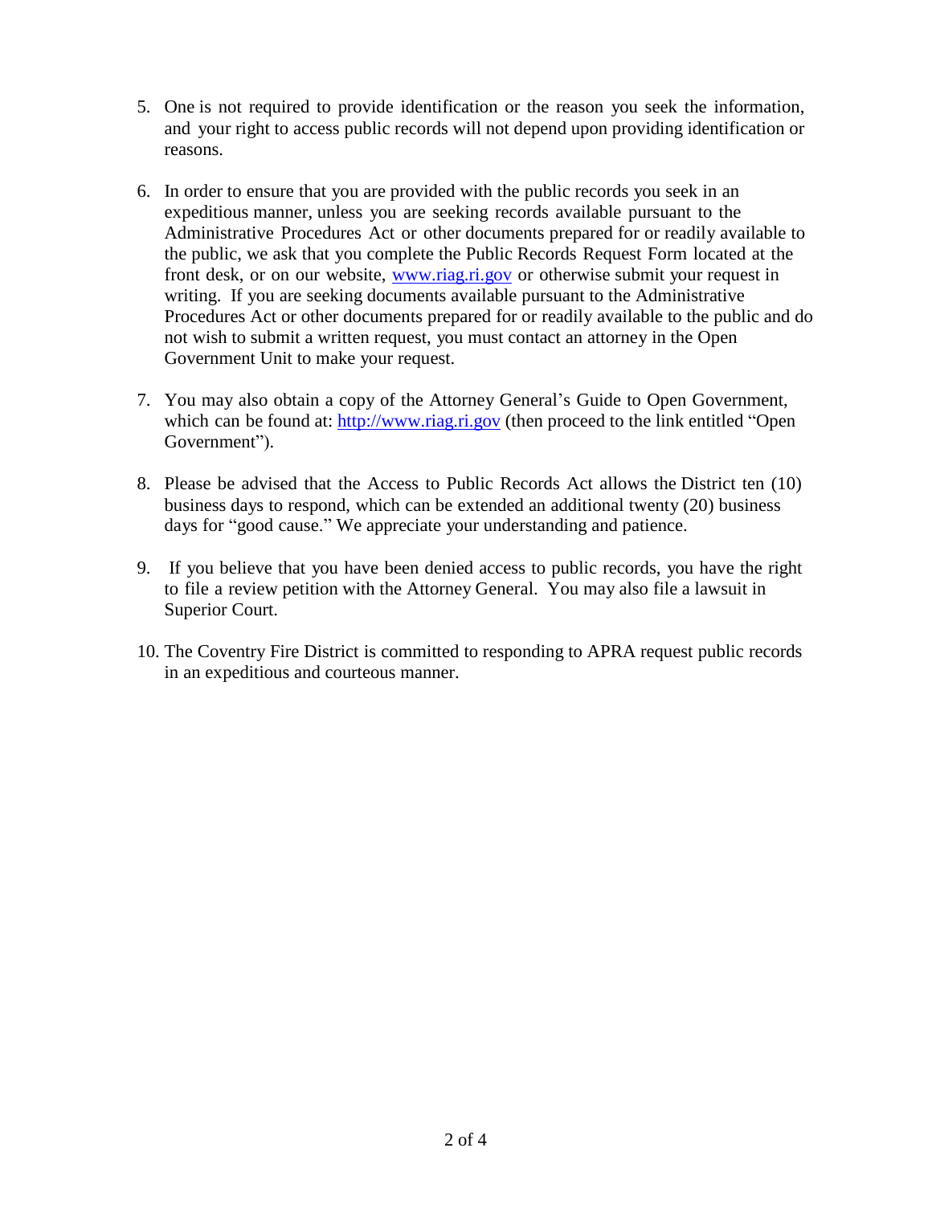5. One is not required to provide identification or the reason you seek the information, and your right to access public records will not depend upon providing identification or reasons.

6. In order to ensure that you are provided with the public records you seek in an expeditious manner, unless you are seeking records available pursuant to the Administrative Procedures Act or other documents prepared for or readily available to the public, we ask that you complete the Public Records Request Form located at the front desk, or on our website, [www.riag.ri.gov](http://www.riag.ri.gov) or otherwise submit your request in writing. If you are seeking documents available pursuant to the Administrative Procedures Act or other documents prepared for or readily available to the public and do not wish to submit a written request, you must contact an attorney in the Open Government Unit to make your request.

7. You may also obtain a copy of the Attorney General's Guide to Open Government, which can be found at: [http://www.riag.ri.gov](http://www.riag.ri.gov) (then proceed to the link entitled "Open Government").

8. Please be advised that the Access to Public Records Act allows the District ten (10) business days to respond, which can be extended an additional twenty (20) business days for "good cause." We appreciate your understanding and patience.

9. If you believe that you have been denied access to public records, you have the right to file a review petition with the Attorney General. You may also file a lawsuit in Superior Court.

10. The Coventry Fire District is committed to responding to APRA request public records in an expeditious and courteous manner.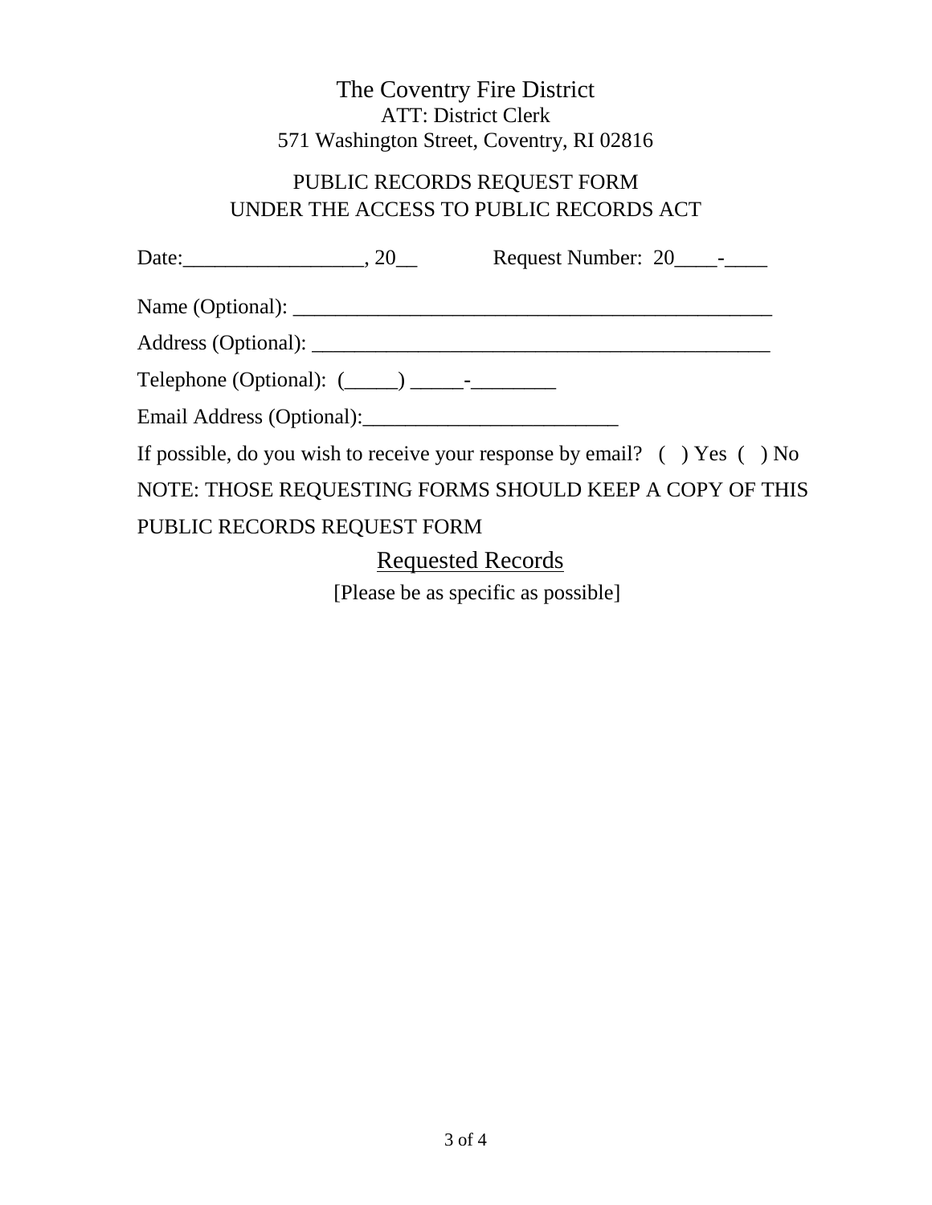# The Coventry Fire District

ATT: District Clerk
571 Washington Street, Coventry, RI 02816

## PUBLIC RECORDS REQUEST FORM
## UNDER THE ACCESS TO PUBLIC RECORDS ACT

Date:_________________, 20__ Request Number: 20____-____

Name (Optional): _______________________________________________

Address (Optional): _____________________________________________

Telephone (Optional): (_____) _____-________

Email Address (Optional):________________________

If possible, do you wish to receive your response by email? ( ) Yes ( ) No

NOTE: THOSE REQUESTING FORMS SHOULD KEEP A COPY OF THIS PUBLIC RECORDS REQUEST FORM

## Requested Records

[Please be as specific as possible]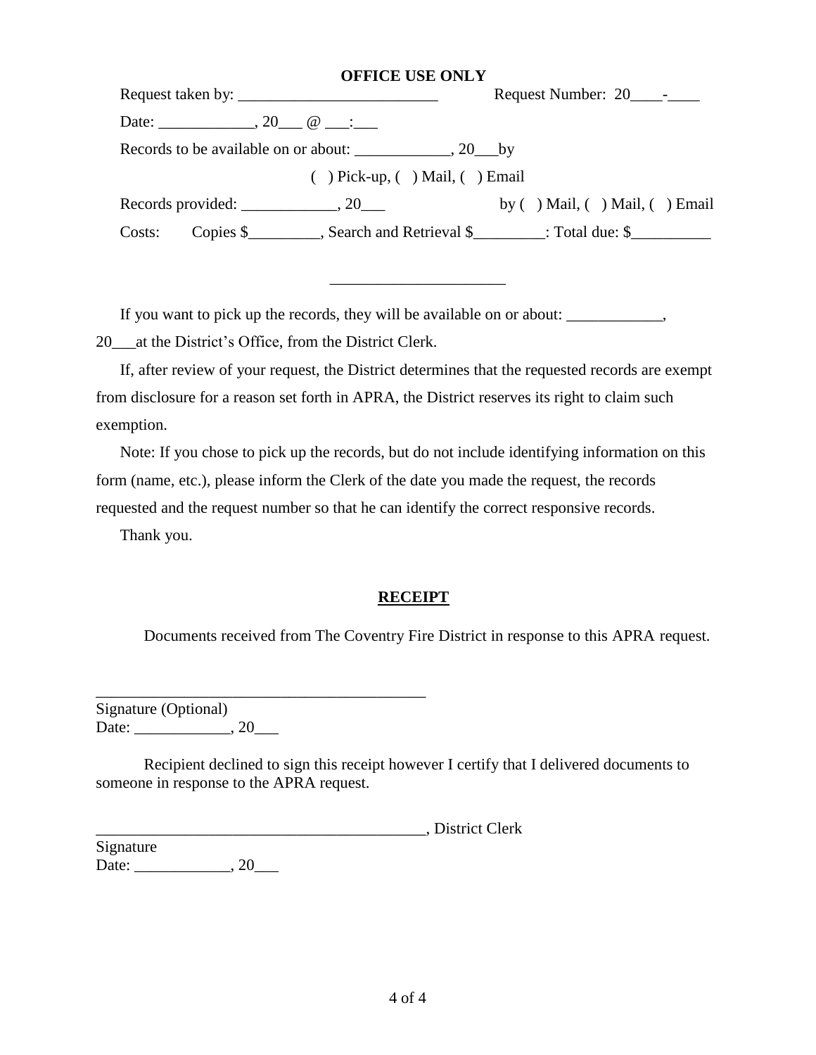**OFFICE USE ONLY**

Request taken by: _________________________ Request Number: 20____-____

Date: ____________, 20___ @ ___:___

Records to be available on or about: ____________, 20___by

( ) Pick-up, ( ) Mail, ( ) Email

Records provided: ____________, 20___ by ( ) Mail, ( ) Mail, ( ) Email

Costs: Copies $_________, Search and Retrieval $_________: Total due: $__________

_____________________

If you want to pick up the records, they will be available on or about: ____________, 20___at the District's Office, from the District Clerk.

If, after review of your request, the District determines that the requested records are exempt from disclosure for a reason set forth in APRA, the District reserves its right to claim such exemption.

Note: If you chose to pick up the records, but do not include identifying information on this form (name, etc.), please inform the Clerk of the date you made the request, the records requested and the request number so that he can identify the correct responsive records.

Thank you.

## RECEIPT

Documents received from The Coventry Fire District in response to this APRA request.

__________________________________________
Signature (Optional)
Date: ____________, 20___

Recipient declined to sign this receipt however I certify that I delivered documents to someone in response to the APRA request.

__________________________________________, District Clerk
Signature
Date: ____________, 20___